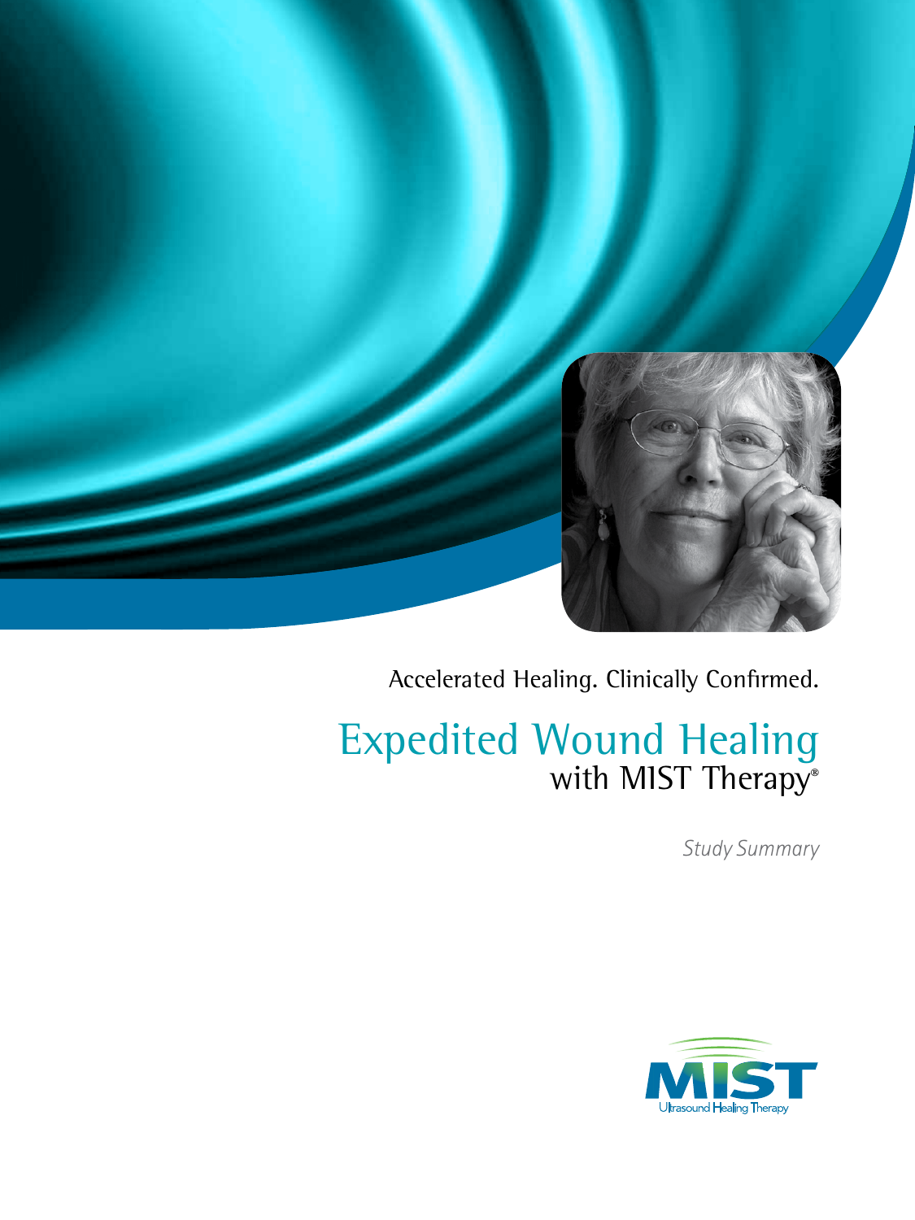Accelerated Healing. Clinically Confirmed.

# Expedited Wound Healing
## with MIST Therapy®

*Study Summary*

MIST
Ultrasound Healing Therapy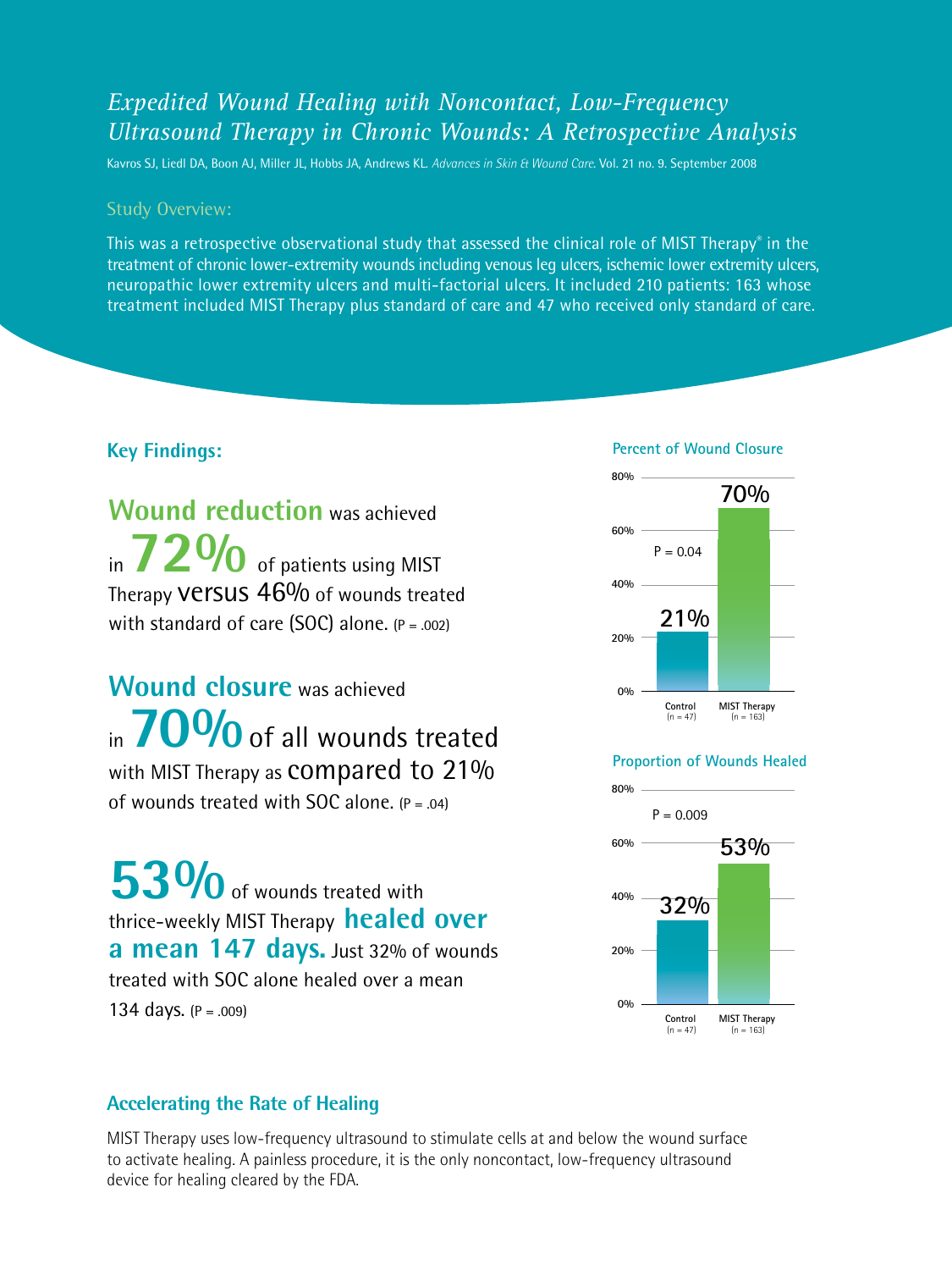# *Expedited Wound Healing with Noncontact, Low-Frequency Ultrasound Therapy in Chronic Wounds: A Retrospective Analysis*

Kavros SJ, Liedl DA, Boon AJ, Miller JL, Hobbs JA, Andrews KL. *Advances in Skin & Wound Care.* Vol. 21 no. 9. September 2008

## Study Overview:

This was a retrospective observational study that assessed the clinical role of MIST Therapy® in the treatment of chronic lower-extremity wounds including venous leg ulcers, ischemic lower extremity ulcers, neuropathic lower extremity ulcers and multi-factorial ulcers. It included 210 patients: 163 whose treatment included MIST Therapy plus standard of care and 47 who received only standard of care.

## Key Findings:

**Wound reduction** was achieved in **72%** of patients using MIST Therapy versus 46% of wounds treated with standard of care (SOC) alone. (P = .002)

**Wound closure** was achieved in **70%** of all wounds treated with MIST Therapy as compared to 21% of wounds treated with SOC alone. (P = .04)

**53%** of wounds treated with thrice-weekly MIST Therapy **healed over a mean 147 days.** Just 32% of wounds treated with SOC alone healed over a mean 134 days. (P = .009)

### Percent of Wound Closure

| | Control (n = 47) | MIST Therapy (n = 163) |
|---|---|---|
| Percent of Wound Closure | 21% | 70% |

P = 0.04

### Proportion of Wounds Healed

| | Control (n = 47) | MIST Therapy (n = 163) |
|---|---|---|
| Proportion of Wounds Healed | 32% | 53% |

P = 0.009

## Accelerating the Rate of Healing

MIST Therapy uses low-frequency ultrasound to stimulate cells at and below the wound surface to activate healing. A painless procedure, it is the only noncontact, low-frequency ultrasound device for healing cleared by the FDA.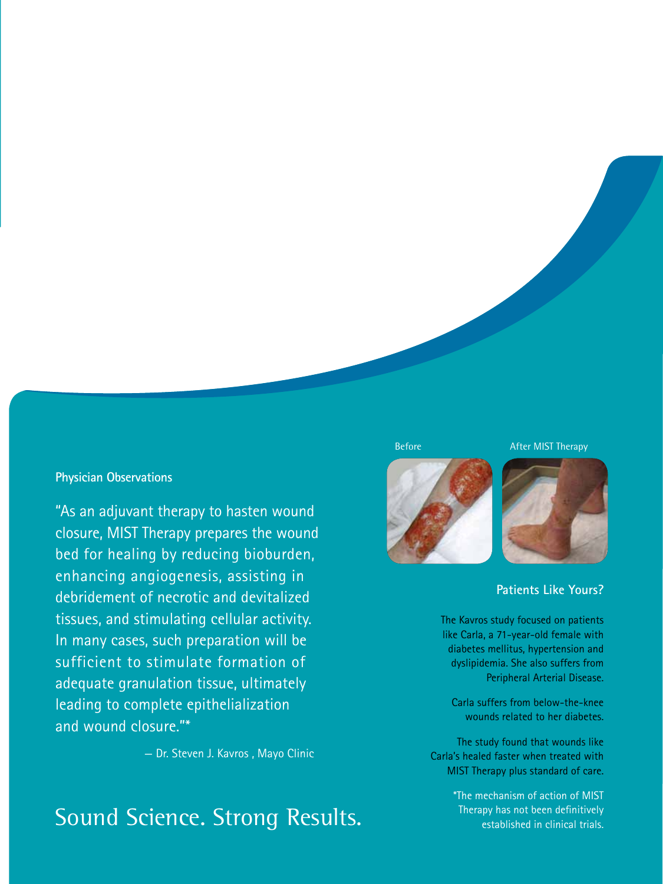### Physician Observations

"As an adjuvant therapy to hasten wound closure, MIST Therapy prepares the wound bed for healing by reducing bioburden, enhancing angiogenesis, assisting in debridement of necrotic and devitalized tissues, and stimulating cellular activity. In many cases, such preparation will be sufficient to stimulate formation of adequate granulation tissue, ultimately leading to complete epithelialization and wound closure."*

— Dr. Steven J. Kavros , Mayo Clinic

# Sound Science. Strong Results.

Before

After MIST Therapy

### Patients Like Yours?

The Kavros study focused on patients like Carla, a 71-year-old female with diabetes mellitus, hypertension and dyslipidemia. She also suffers from Peripheral Arterial Disease.

Carla suffers from below-the-knee wounds related to her diabetes.

The study found that wounds like Carla's healed faster when treated with MIST Therapy plus standard of care.

*The mechanism of action of MIST Therapy has not been definitively established in clinical trials.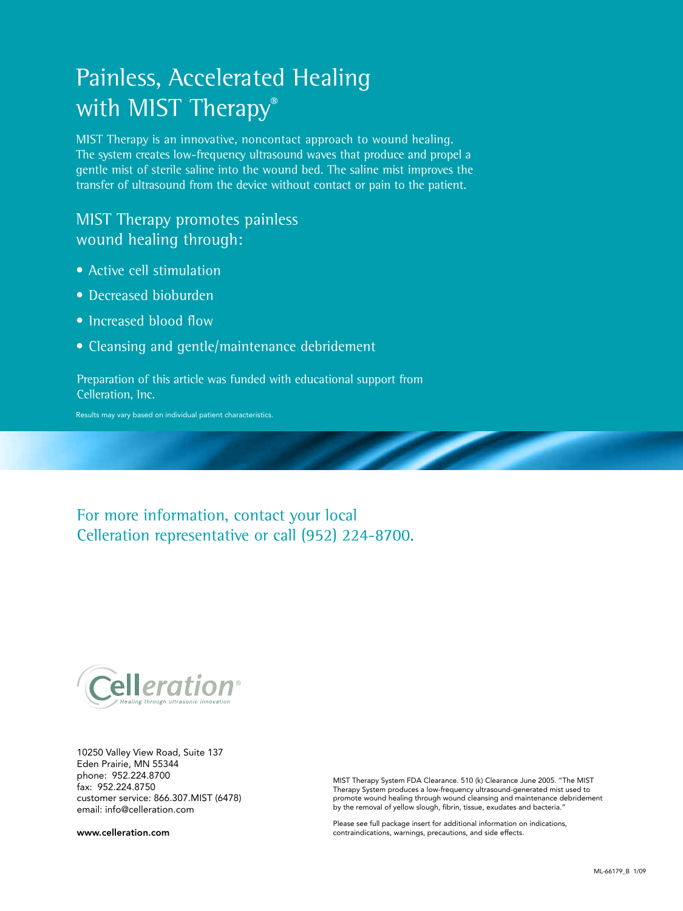# Painless, Accelerated Healing with MIST Therapy®

MIST Therapy is an innovative, noncontact approach to wound healing. The system creates low-frequency ultrasound waves that produce and propel a gentle mist of sterile saline into the wound bed. The saline mist improves the transfer of ultrasound from the device without contact or pain to the patient.

## MIST Therapy promotes painless wound healing through:

- Active cell stimulation
- Decreased bioburden
- Increased blood flow
- Cleansing and gentle/maintenance debridement

Preparation of this article was funded with educational support from Celleration, Inc.

Results may vary based on individual patient characteristics.

## For more information, contact your local Celleration representative or call (952) 224-8700.

Celleration®
*Healing through ultrasonic innovation*

10250 Valley View Road, Suite 137
Eden Prairie, MN 55344
phone: 952.224.8700
fax: 952.224.8750
customer service: 866.307.MIST (6478)
email: info@celleration.com

**www.celleration.com**

MIST Therapy System FDA Clearance. 510 (k) Clearance June 2005. "The MIST Therapy System produces a low-frequency ultrasound-generated mist used to promote wound healing through wound cleansing and maintenance debridement by the removal of yellow slough, fibrin, tissue, exudates and bacteria."

Please see full package insert for additional information on indications, contraindications, warnings, precautions, and side effects.

ML-66179_B 1/09